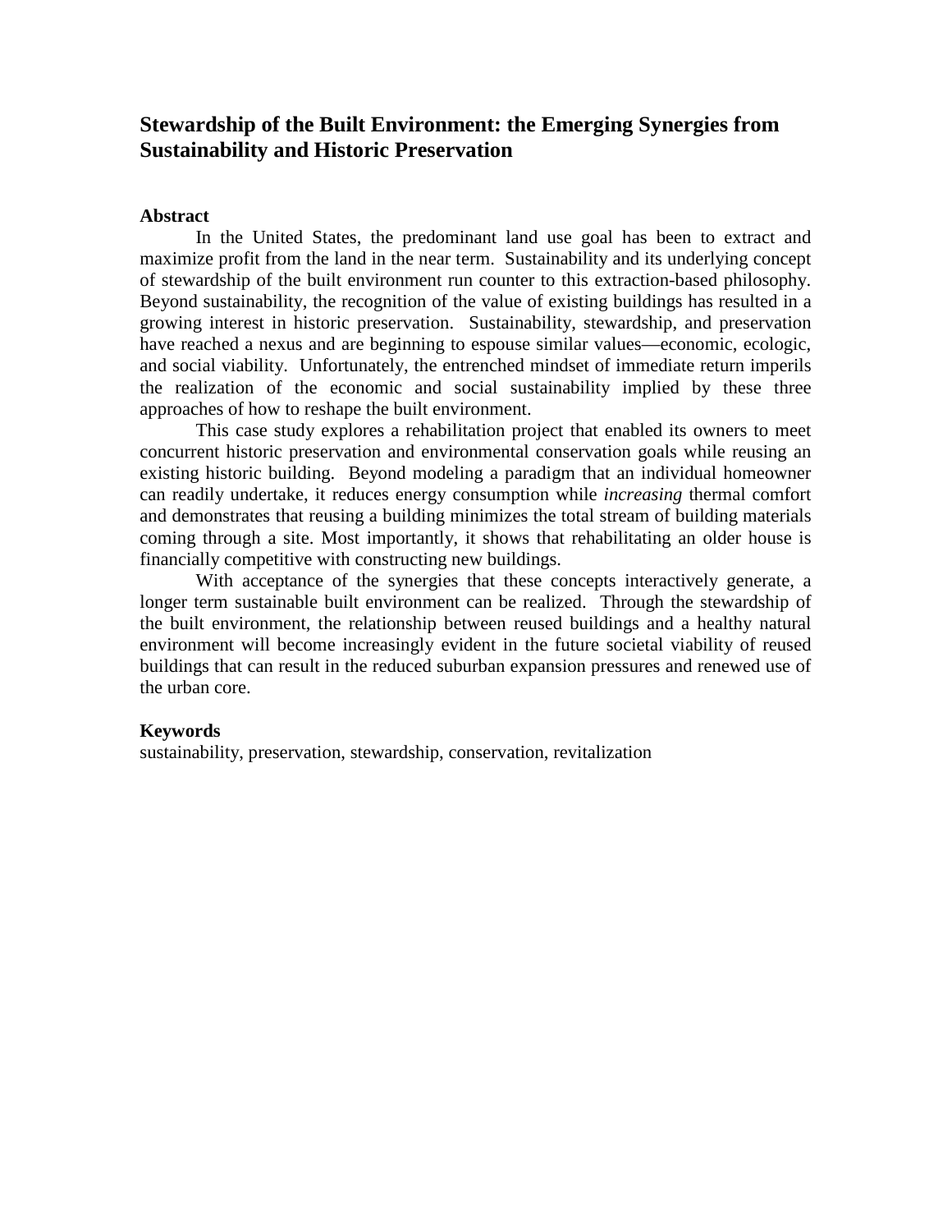# Stewardship of the Built Environment: the Emerging Synergies from Sustainability and Historic Preservation

## Abstract

In the United States, the predominant land use goal has been to extract and maximize profit from the land in the near term. Sustainability and its underlying concept of stewardship of the built environment run counter to this extraction-based philosophy. Beyond sustainability, the recognition of the value of existing buildings has resulted in a growing interest in historic preservation. Sustainability, stewardship, and preservation have reached a nexus and are beginning to espouse similar values—economic, ecologic, and social viability. Unfortunately, the entrenched mindset of immediate return imperils the realization of the economic and social sustainability implied by these three approaches of how to reshape the built environment.

This case study explores a rehabilitation project that enabled its owners to meet concurrent historic preservation and environmental conservation goals while reusing an existing historic building. Beyond modeling a paradigm that an individual homeowner can readily undertake, it reduces energy consumption while *increasing* thermal comfort and demonstrates that reusing a building minimizes the total stream of building materials coming through a site. Most importantly, it shows that rehabilitating an older house is financially competitive with constructing new buildings.

With acceptance of the synergies that these concepts interactively generate, a longer term sustainable built environment can be realized. Through the stewardship of the built environment, the relationship between reused buildings and a healthy natural environment will become increasingly evident in the future societal viability of reused buildings that can result in the reduced suburban expansion pressures and renewed use of the urban core.

## Keywords

sustainability, preservation, stewardship, conservation, revitalization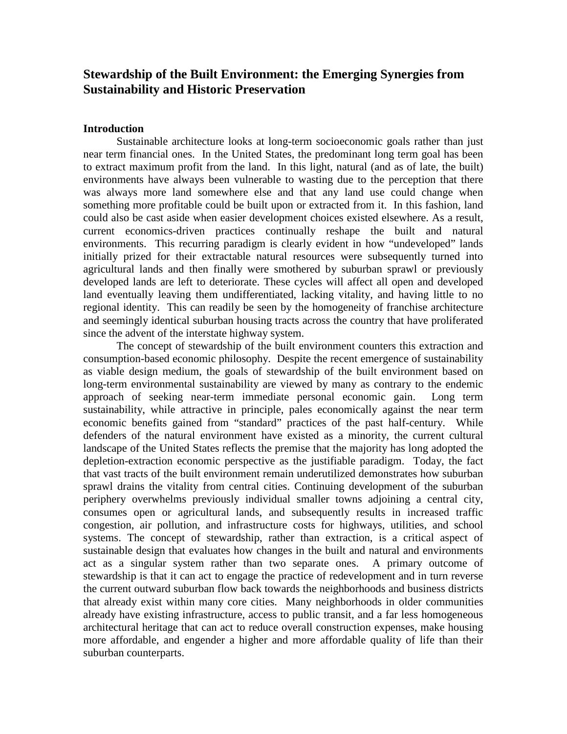# Stewardship of the Built Environment: the Emerging Synergies from Sustainability and Historic Preservation

## Introduction

Sustainable architecture looks at long-term socioeconomic goals rather than just near term financial ones. In the United States, the predominant long term goal has been to extract maximum profit from the land. In this light, natural (and as of late, the built) environments have always been vulnerable to wasting due to the perception that there was always more land somewhere else and that any land use could change when something more profitable could be built upon or extracted from it. In this fashion, land could also be cast aside when easier development choices existed elsewhere. As a result, current economics-driven practices continually reshape the built and natural environments. This recurring paradigm is clearly evident in how "undeveloped" lands initially prized for their extractable natural resources were subsequently turned into agricultural lands and then finally were smothered by suburban sprawl or previously developed lands are left to deteriorate. These cycles will affect all open and developed land eventually leaving them undifferentiated, lacking vitality, and having little to no regional identity. This can readily be seen by the homogeneity of franchise architecture and seemingly identical suburban housing tracts across the country that have proliferated since the advent of the interstate highway system.

The concept of stewardship of the built environment counters this extraction and consumption-based economic philosophy. Despite the recent emergence of sustainability as viable design medium, the goals of stewardship of the built environment based on long-term environmental sustainability are viewed by many as contrary to the endemic approach of seeking near-term immediate personal economic gain. Long term sustainability, while attractive in principle, pales economically against the near term economic benefits gained from "standard" practices of the past half-century. While defenders of the natural environment have existed as a minority, the current cultural landscape of the United States reflects the premise that the majority has long adopted the depletion-extraction economic perspective as the justifiable paradigm. Today, the fact that vast tracts of the built environment remain underutilized demonstrates how suburban sprawl drains the vitality from central cities. Continuing development of the suburban periphery overwhelms previously individual smaller towns adjoining a central city, consumes open or agricultural lands, and subsequently results in increased traffic congestion, air pollution, and infrastructure costs for highways, utilities, and school systems. The concept of stewardship, rather than extraction, is a critical aspect of sustainable design that evaluates how changes in the built and natural and environments act as a singular system rather than two separate ones. A primary outcome of stewardship is that it can act to engage the practice of redevelopment and in turn reverse the current outward suburban flow back towards the neighborhoods and business districts that already exist within many core cities. Many neighborhoods in older communities already have existing infrastructure, access to public transit, and a far less homogeneous architectural heritage that can act to reduce overall construction expenses, make housing more affordable, and engender a higher and more affordable quality of life than their suburban counterparts.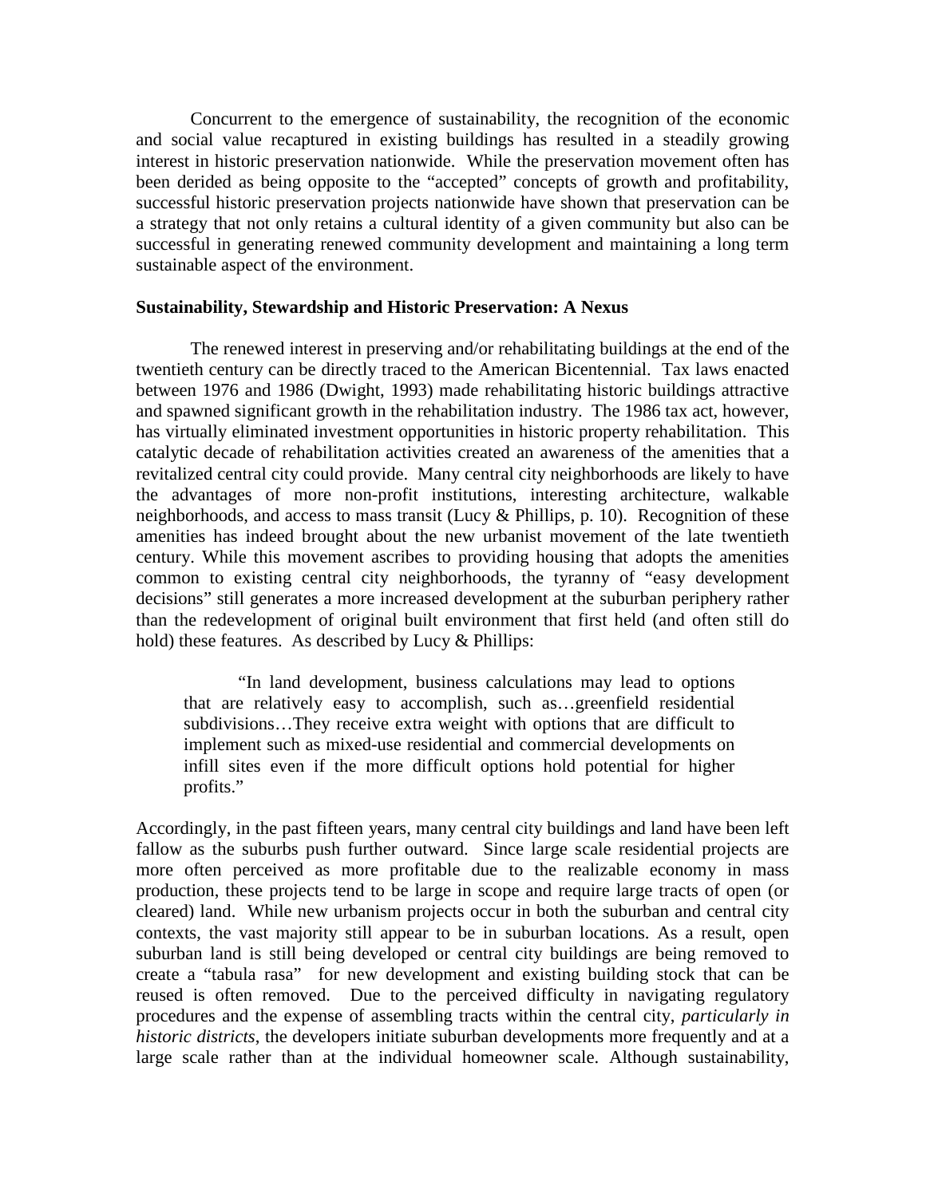Concurrent to the emergence of sustainability, the recognition of the economic and social value recaptured in existing buildings has resulted in a steadily growing interest in historic preservation nationwide. While the preservation movement often has been derided as being opposite to the "accepted" concepts of growth and profitability, successful historic preservation projects nationwide have shown that preservation can be a strategy that not only retains a cultural identity of a given community but also can be successful in generating renewed community development and maintaining a long term sustainable aspect of the environment.

**Sustainability, Stewardship and Historic Preservation: A Nexus**

The renewed interest in preserving and/or rehabilitating buildings at the end of the twentieth century can be directly traced to the American Bicentennial. Tax laws enacted between 1976 and 1986 (Dwight, 1993) made rehabilitating historic buildings attractive and spawned significant growth in the rehabilitation industry. The 1986 tax act, however, has virtually eliminated investment opportunities in historic property rehabilitation. This catalytic decade of rehabilitation activities created an awareness of the amenities that a revitalized central city could provide. Many central city neighborhoods are likely to have the advantages of more non-profit institutions, interesting architecture, walkable neighborhoods, and access to mass transit (Lucy & Phillips, p. 10). Recognition of these amenities has indeed brought about the new urbanist movement of the late twentieth century. While this movement ascribes to providing housing that adopts the amenities common to existing central city neighborhoods, the tyranny of "easy development decisions" still generates a more increased development at the suburban periphery rather than the redevelopment of original built environment that first held (and often still do hold) these features. As described by Lucy & Phillips:

> "In land development, business calculations may lead to options that are relatively easy to accomplish, such as…greenfield residential subdivisions…They receive extra weight with options that are difficult to implement such as mixed-use residential and commercial developments on infill sites even if the more difficult options hold potential for higher profits."

Accordingly, in the past fifteen years, many central city buildings and land have been left fallow as the suburbs push further outward. Since large scale residential projects are more often perceived as more profitable due to the realizable economy in mass production, these projects tend to be large in scope and require large tracts of open (or cleared) land. While new urbanism projects occur in both the suburban and central city contexts, the vast majority still appear to be in suburban locations. As a result, open suburban land is still being developed or central city buildings are being removed to create a "tabula rasa" for new development and existing building stock that can be reused is often removed. Due to the perceived difficulty in navigating regulatory procedures and the expense of assembling tracts within the central city, *particularly in historic districts*, the developers initiate suburban developments more frequently and at a large scale rather than at the individual homeowner scale. Although sustainability,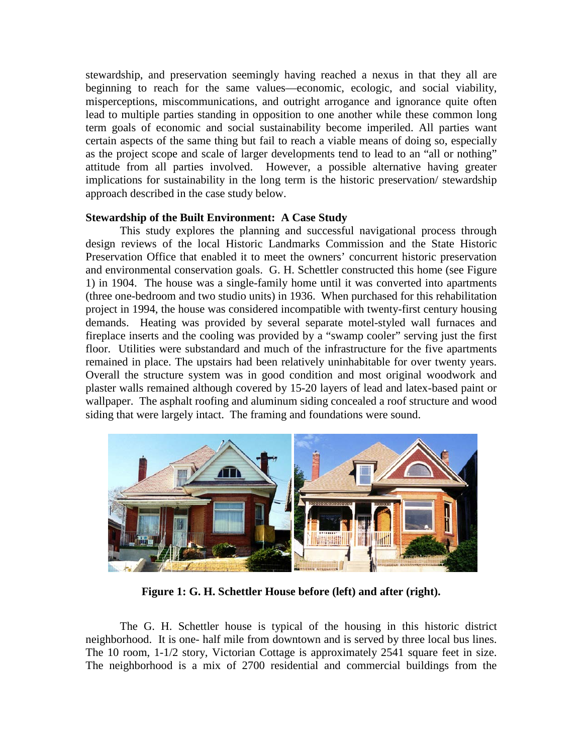stewardship, and preservation seemingly having reached a nexus in that they all are beginning to reach for the same values—economic, ecologic, and social viability, misperceptions, miscommunications, and outright arrogance and ignorance quite often lead to multiple parties standing in opposition to one another while these common long term goals of economic and social sustainability become imperiled. All parties want certain aspects of the same thing but fail to reach a viable means of doing so, especially as the project scope and scale of larger developments tend to lead to an "all or nothing" attitude from all parties involved. However, a possible alternative having greater implications for sustainability in the long term is the historic preservation/ stewardship approach described in the case study below.

**Stewardship of the Built Environment: A Case Study**

This study explores the planning and successful navigational process through design reviews of the local Historic Landmarks Commission and the State Historic Preservation Office that enabled it to meet the owners' concurrent historic preservation and environmental conservation goals. G. H. Schettler constructed this home (see Figure 1) in 1904. The house was a single-family home until it was converted into apartments (three one-bedroom and two studio units) in 1936. When purchased for this rehabilitation project in 1994, the house was considered incompatible with twenty-first century housing demands. Heating was provided by several separate motel-styled wall furnaces and fireplace inserts and the cooling was provided by a "swamp cooler" serving just the first floor. Utilities were substandard and much of the infrastructure for the five apartments remained in place. The upstairs had been relatively uninhabitable for over twenty years. Overall the structure system was in good condition and most original woodwork and plaster walls remained although covered by 15-20 layers of lead and latex-based paint or wallpaper. The asphalt roofing and aluminum siding concealed a roof structure and wood siding that were largely intact. The framing and foundations were sound.

**Figure 1: G. H. Schettler House before (left) and after (right).**

The G. H. Schettler house is typical of the housing in this historic district neighborhood. It is one- half mile from downtown and is served by three local bus lines. The 10 room, 1-1/2 story, Victorian Cottage is approximately 2541 square feet in size. The neighborhood is a mix of 2700 residential and commercial buildings from the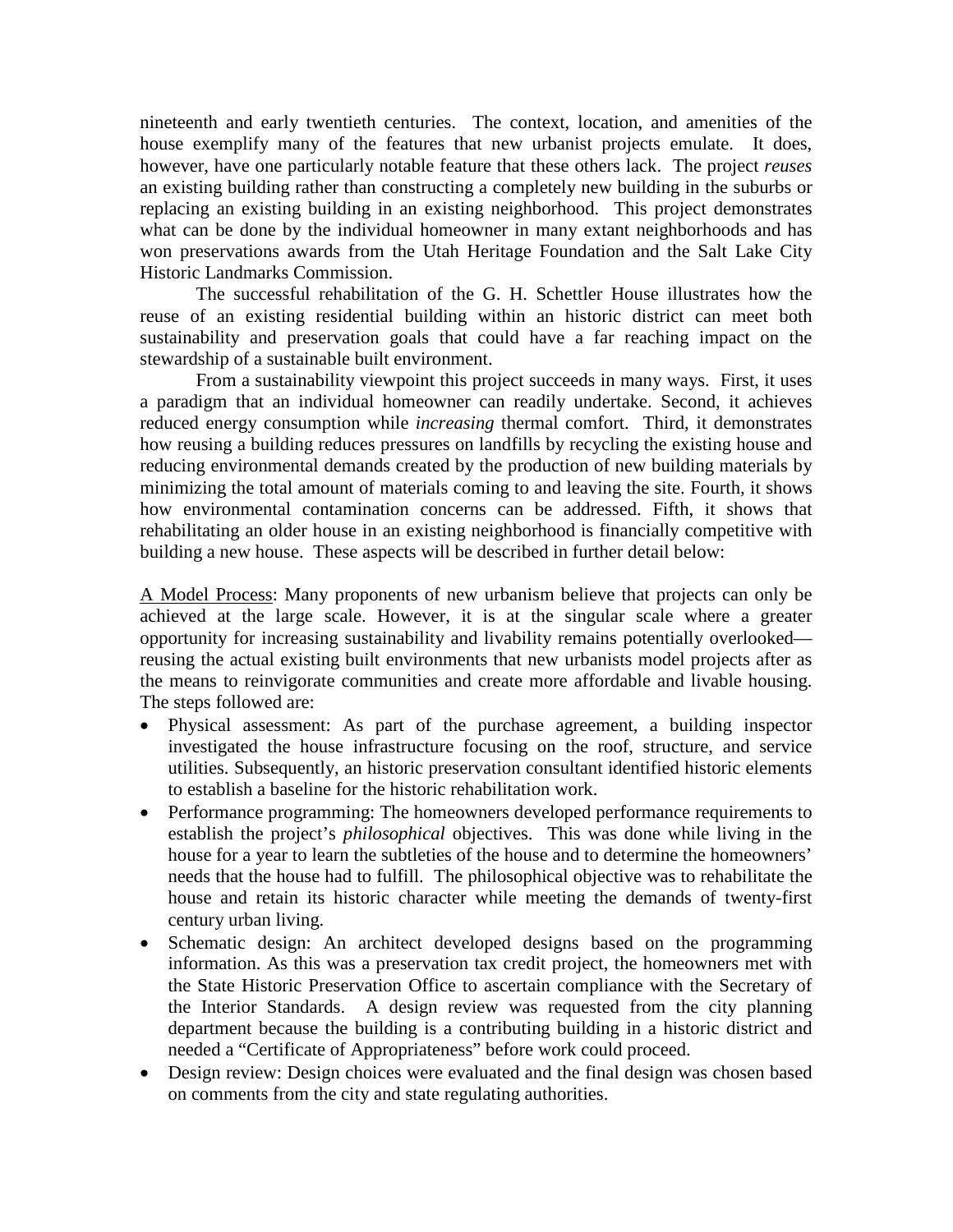nineteenth and early twentieth centuries. The context, location, and amenities of the house exemplify many of the features that new urbanist projects emulate. It does, however, have one particularly notable feature that these others lack. The project *reuses* an existing building rather than constructing a completely new building in the suburbs or replacing an existing building in an existing neighborhood. This project demonstrates what can be done by the individual homeowner in many extant neighborhoods and has won preservations awards from the Utah Heritage Foundation and the Salt Lake City Historic Landmarks Commission.

The successful rehabilitation of the G. H. Schettler House illustrates how the reuse of an existing residential building within an historic district can meet both sustainability and preservation goals that could have a far reaching impact on the stewardship of a sustainable built environment.

From a sustainability viewpoint this project succeeds in many ways. First, it uses a paradigm that an individual homeowner can readily undertake. Second, it achieves reduced energy consumption while *increasing* thermal comfort. Third, it demonstrates how reusing a building reduces pressures on landfills by recycling the existing house and reducing environmental demands created by the production of new building materials by minimizing the total amount of materials coming to and leaving the site. Fourth, it shows how environmental contamination concerns can be addressed. Fifth, it shows that rehabilitating an older house in an existing neighborhood is financially competitive with building a new house. These aspects will be described in further detail below:

<u>A Model Process</u>: Many proponents of new urbanism believe that projects can only be achieved at the large scale. However, it is at the singular scale where a greater opportunity for increasing sustainability and livability remains potentially overlooked—reusing the actual existing built environments that new urbanists model projects after as the means to reinvigorate communities and create more affordable and livable housing. The steps followed are:

- Physical assessment: As part of the purchase agreement, a building inspector investigated the house infrastructure focusing on the roof, structure, and service utilities. Subsequently, an historic preservation consultant identified historic elements to establish a baseline for the historic rehabilitation work.
- Performance programming: The homeowners developed performance requirements to establish the project's *philosophical* objectives. This was done while living in the house for a year to learn the subtleties of the house and to determine the homeowners' needs that the house had to fulfill. The philosophical objective was to rehabilitate the house and retain its historic character while meeting the demands of twenty-first century urban living.
- Schematic design: An architect developed designs based on the programming information. As this was a preservation tax credit project, the homeowners met with the State Historic Preservation Office to ascertain compliance with the Secretary of the Interior Standards. A design review was requested from the city planning department because the building is a contributing building in a historic district and needed a "Certificate of Appropriateness" before work could proceed.
- Design review: Design choices were evaluated and the final design was chosen based on comments from the city and state regulating authorities.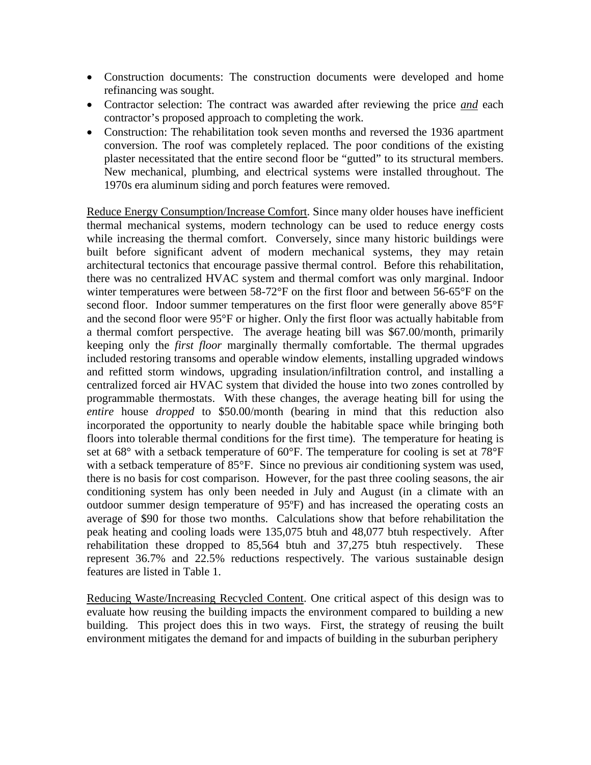- Construction documents: The construction documents were developed and home refinancing was sought.
- Contractor selection: The contract was awarded after reviewing the price <u>*and*</u> each contractor's proposed approach to completing the work.
- Construction: The rehabilitation took seven months and reversed the 1936 apartment conversion. The roof was completely replaced. The poor conditions of the existing plaster necessitated that the entire second floor be "gutted" to its structural members. New mechanical, plumbing, and electrical systems were installed throughout. The 1970s era aluminum siding and porch features were removed.

<u>Reduce Energy Consumption/Increase Comfort</u>. Since many older houses have inefficient thermal mechanical systems, modern technology can be used to reduce energy costs while increasing the thermal comfort. Conversely, since many historic buildings were built before significant advent of modern mechanical systems, they may retain architectural tectonics that encourage passive thermal control. Before this rehabilitation, there was no centralized HVAC system and thermal comfort was only marginal. Indoor winter temperatures were between 58-72°F on the first floor and between 56-65°F on the second floor. Indoor summer temperatures on the first floor were generally above 85°F and the second floor were 95°F or higher. Only the first floor was actually habitable from a thermal comfort perspective. The average heating bill was $67.00/month, primarily keeping only the *first floor* marginally thermally comfortable. The thermal upgrades included restoring transoms and operable window elements, installing upgraded windows and refitted storm windows, upgrading insulation/infiltration control, and installing a centralized forced air HVAC system that divided the house into two zones controlled by programmable thermostats. With these changes, the average heating bill for using the *entire* house *dropped* to $50.00/month (bearing in mind that this reduction also incorporated the opportunity to nearly double the habitable space while bringing both floors into tolerable thermal conditions for the first time). The temperature for heating is set at 68° with a setback temperature of 60°F. The temperature for cooling is set at 78°F with a setback temperature of 85°F. Since no previous air conditioning system was used, there is no basis for cost comparison. However, for the past three cooling seasons, the air conditioning system has only been needed in July and August (in a climate with an outdoor summer design temperature of 95ºF) and has increased the operating costs an average of $90 for those two months. Calculations show that before rehabilitation the peak heating and cooling loads were 135,075 btuh and 48,077 btuh respectively. After rehabilitation these dropped to 85,564 btuh and 37,275 btuh respectively. These represent 36.7% and 22.5% reductions respectively. The various sustainable design features are listed in Table 1.

<u>Reducing Waste/Increasing Recycled Content</u>. One critical aspect of this design was to evaluate how reusing the building impacts the environment compared to building a new building. This project does this in two ways. First, the strategy of reusing the built environment mitigates the demand for and impacts of building in the suburban periphery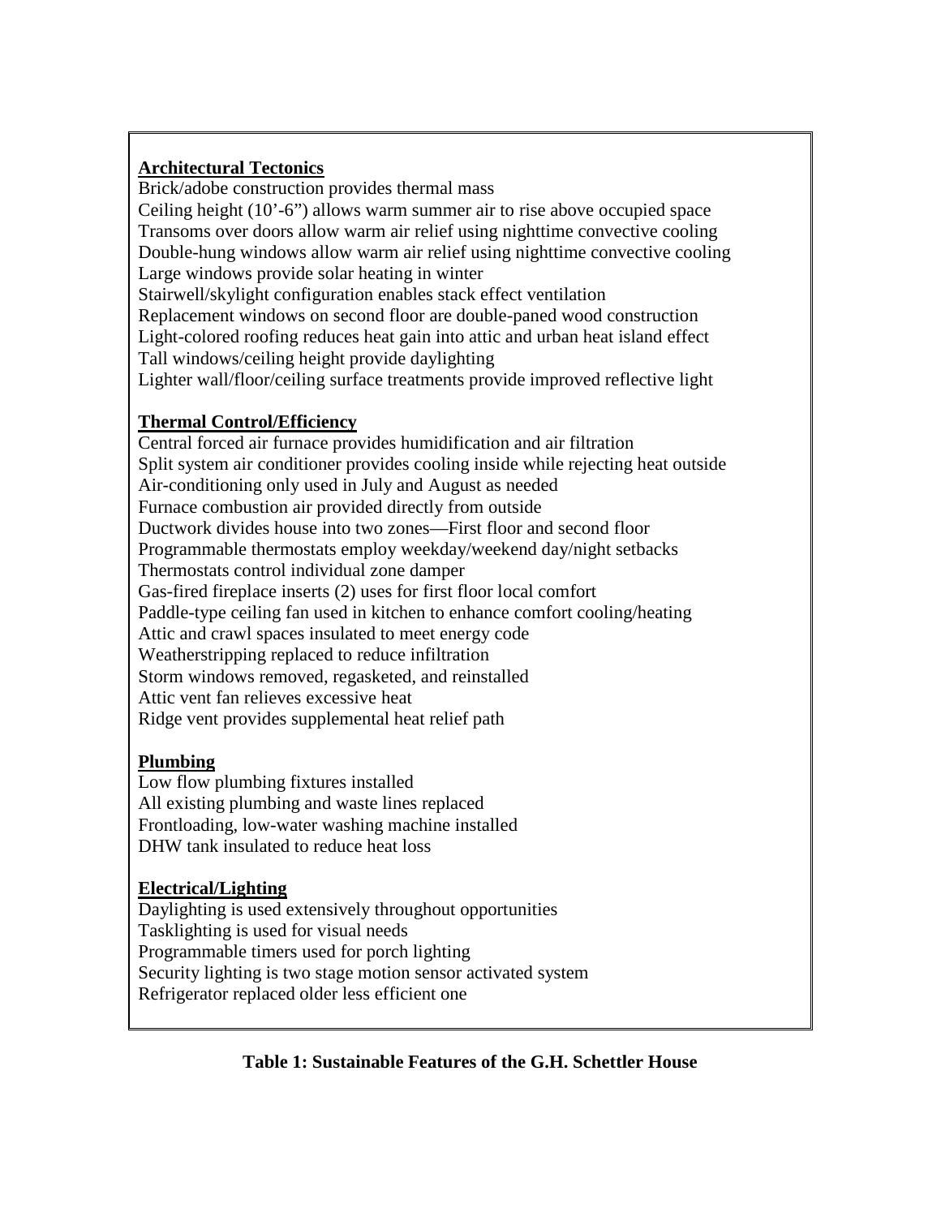**Architectural Tectonics**

Brick/adobe construction provides thermal mass
Ceiling height (10'-6") allows warm summer air to rise above occupied space
Transoms over doors allow warm air relief using nighttime convective cooling
Double-hung windows allow warm air relief using nighttime convective cooling
Large windows provide solar heating in winter
Stairwell/skylight configuration enables stack effect ventilation
Replacement windows on second floor are double-paned wood construction
Light-colored roofing reduces heat gain into attic and urban heat island effect
Tall windows/ceiling height provide daylighting
Lighter wall/floor/ceiling surface treatments provide improved reflective light

**Thermal Control/Efficiency**

Central forced air furnace provides humidification and air filtration
Split system air conditioner provides cooling inside while rejecting heat outside
Air-conditioning only used in July and August as needed
Furnace combustion air provided directly from outside
Ductwork divides house into two zones—First floor and second floor
Programmable thermostats employ weekday/weekend day/night setbacks
Thermostats control individual zone damper
Gas-fired fireplace inserts (2) uses for first floor local comfort
Paddle-type ceiling fan used in kitchen to enhance comfort cooling/heating
Attic and crawl spaces insulated to meet energy code
Weatherstripping replaced to reduce infiltration
Storm windows removed, regasketed, and reinstalled
Attic vent fan relieves excessive heat
Ridge vent provides supplemental heat relief path

**Plumbing**

Low flow plumbing fixtures installed
All existing plumbing and waste lines replaced
Frontloading, low-water washing machine installed
DHW tank insulated to reduce heat loss

**Electrical/Lighting**

Daylighting is used extensively throughout opportunities
Tasklighting is used for visual needs
Programmable timers used for porch lighting
Security lighting is two stage motion sensor activated system
Refrigerator replaced older less efficient one

**Table 1: Sustainable Features of the G.H. Schettler House**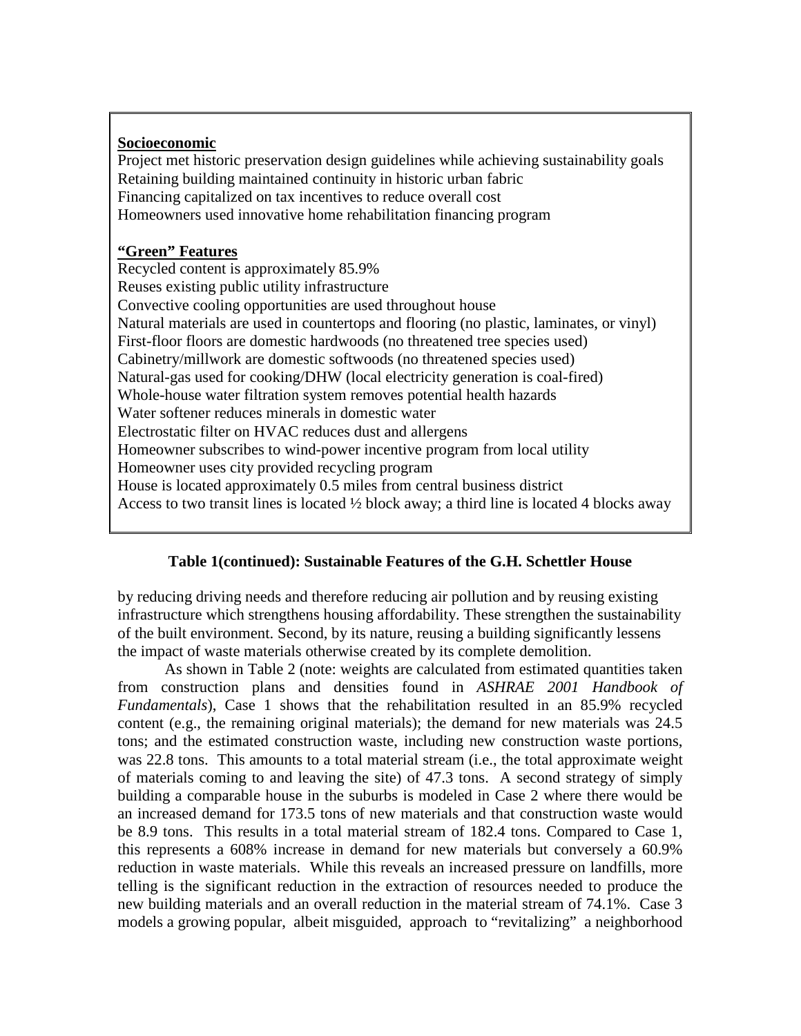**Socioeconomic**

Project met historic preservation design guidelines while achieving sustainability goals
Retaining building maintained continuity in historic urban fabric
Financing capitalized on tax incentives to reduce overall cost
Homeowners used innovative home rehabilitation financing program

**“Green” Features**

Recycled content is approximately 85.9%
Reuses existing public utility infrastructure
Convective cooling opportunities are used throughout house
Natural materials are used in countertops and flooring (no plastic, laminates, or vinyl)
First-floor floors are domestic hardwoods (no threatened tree species used)
Cabinetry/millwork are domestic softwoods (no threatened species used)
Natural-gas used for cooking/DHW (local electricity generation is coal-fired)
Whole-house water filtration system removes potential health hazards
Water softener reduces minerals in domestic water
Electrostatic filter on HVAC reduces dust and allergens
Homeowner subscribes to wind-power incentive program from local utility
Homeowner uses city provided recycling program
House is located approximately 0.5 miles from central business district
Access to two transit lines is located ½ block away; a third line is located 4 blocks away

**Table 1(continued): Sustainable Features of the G.H. Schettler House**

by reducing driving needs and therefore reducing air pollution and by reusing existing infrastructure which strengthens housing affordability. These strengthen the sustainability of the built environment. Second, by its nature, reusing a building significantly lessens the impact of waste materials otherwise created by its complete demolition.

As shown in Table 2 (note: weights are calculated from estimated quantities taken from construction plans and densities found in *ASHRAE 2001 Handbook of Fundamentals*), Case 1 shows that the rehabilitation resulted in an 85.9% recycled content (e.g., the remaining original materials); the demand for new materials was 24.5 tons; and the estimated construction waste, including new construction waste portions, was 22.8 tons. This amounts to a total material stream (i.e., the total approximate weight of materials coming to and leaving the site) of 47.3 tons. A second strategy of simply building a comparable house in the suburbs is modeled in Case 2 where there would be an increased demand for 173.5 tons of new materials and that construction waste would be 8.9 tons. This results in a total material stream of 182.4 tons. Compared to Case 1, this represents a 608% increase in demand for new materials but conversely a 60.9% reduction in waste materials. While this reveals an increased pressure on landfills, more telling is the significant reduction in the extraction of resources needed to produce the new building materials and an overall reduction in the material stream of 74.1%. Case 3 models a growing popular, albeit misguided, approach to “revitalizing” a neighborhood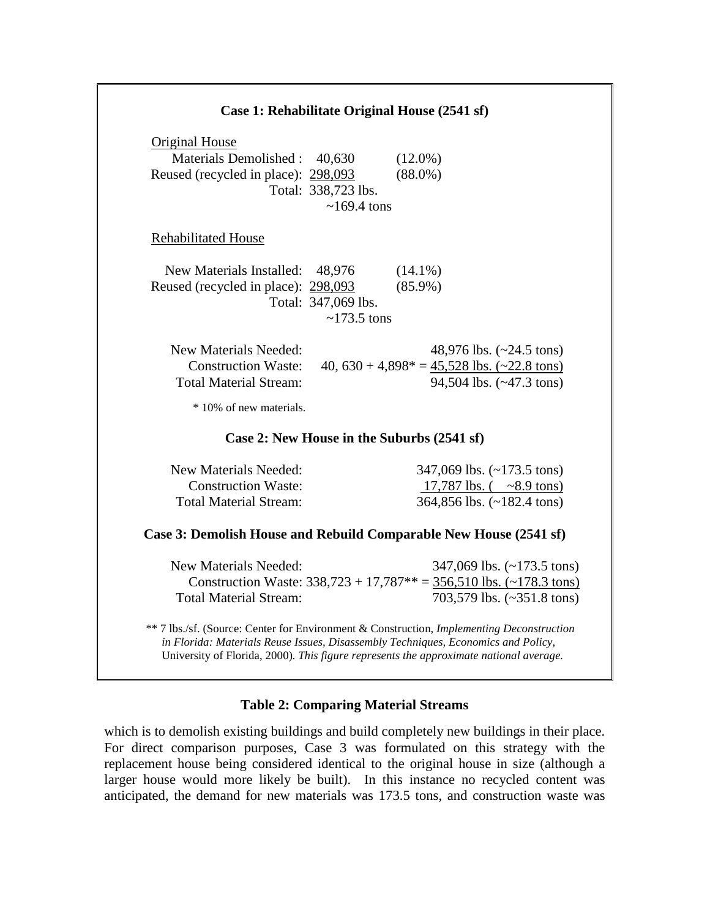**Case 1: Rehabilitate Original House (2541 sf)**

Original House

| | | |
|---|---|---|
| Materials Demolished : | 40,630 | (12.0%) |
| Reused (recycled in place): | 298,093 | (88.0%) |
| Total: | 338,723 lbs. | |
| | ~169.4 tons | |

Rehabilitated House

| | | |
|---|---|---|
| New Materials Installed: | 48,976 | (14.1%) |
| Reused (recycled in place): | 298,093 | (85.9%) |
| Total: | 347,069 lbs. | |
| | ~173.5 tons | |

| | |
|---|---|
| New Materials Needed: | 48,976 lbs. (~24.5 tons) |
| Construction Waste: | 40, 630 + 4,898* = 45,528 lbs. (~22.8 tons) |
| Total Material Stream: | 94,504 lbs. (~47.3 tons) |

\* 10% of new materials.

**Case 2: New House in the Suburbs (2541 sf)**

| | |
|---|---|
| New Materials Needed: | 347,069 lbs. (~173.5 tons) |
| Construction Waste: | 17,787 lbs. ( ~8.9 tons) |
| Total Material Stream: | 364,856 lbs. (~182.4 tons) |

**Case 3: Demolish House and Rebuild Comparable New House (2541 sf)**

| | |
|---|---|
| New Materials Needed: | 347,069 lbs. (~173.5 tons) |
| Construction Waste: | 338,723 + 17,787** = 356,510 lbs. (~178.3 tons) |
| Total Material Stream: | 703,579 lbs. (~351.8 tons) |

\*\* 7 lbs./sf. (Source: Center for Environment & Construction, *Implementing Deconstruction in Florida: Materials Reuse Issues, Disassembly Techniques, Economics and Policy*, University of Florida, 2000). *This figure represents the approximate national average.*

**Table 2: Comparing Material Streams**

which is to demolish existing buildings and build completely new buildings in their place. For direct comparison purposes, Case 3 was formulated on this strategy with the replacement house being considered identical to the original house in size (although a larger house would more likely be built). In this instance no recycled content was anticipated, the demand for new materials was 173.5 tons, and construction waste was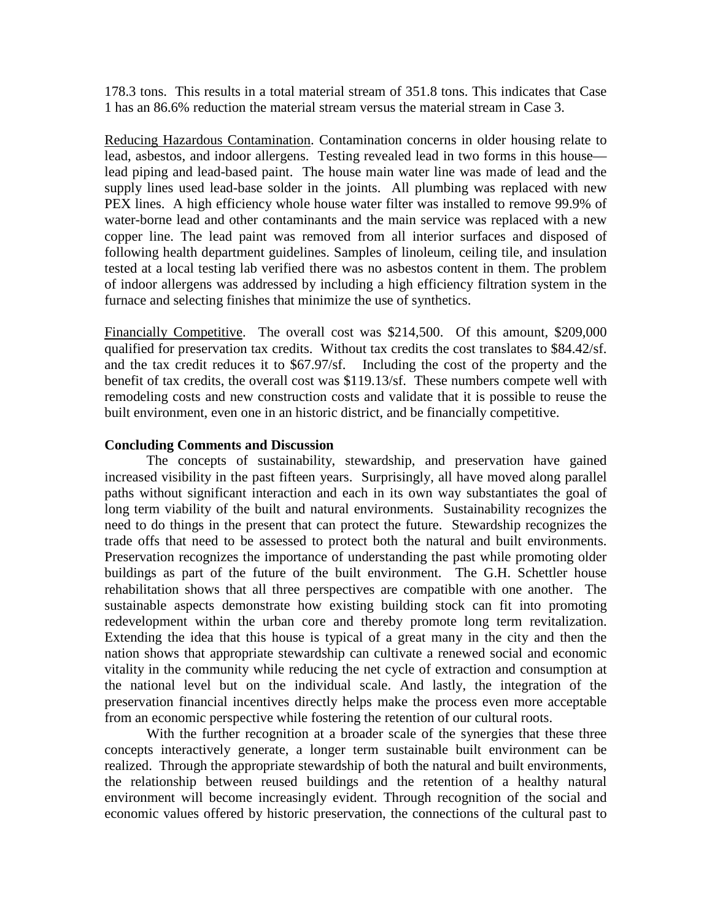178.3 tons. This results in a total material stream of 351.8 tons. This indicates that Case 1 has an 86.6% reduction the material stream versus the material stream in Case 3.

<u>Reducing Hazardous Contamination</u>. Contamination concerns in older housing relate to lead, asbestos, and indoor allergens. Testing revealed lead in two forms in this house—lead piping and lead-based paint. The house main water line was made of lead and the supply lines used lead-base solder in the joints. All plumbing was replaced with new PEX lines. A high efficiency whole house water filter was installed to remove 99.9% of water-borne lead and other contaminants and the main service was replaced with a new copper line. The lead paint was removed from all interior surfaces and disposed of following health department guidelines. Samples of linoleum, ceiling tile, and insulation tested at a local testing lab verified there was no asbestos content in them. The problem of indoor allergens was addressed by including a high efficiency filtration system in the furnace and selecting finishes that minimize the use of synthetics.

<u>Financially Competitive</u>. The overall cost was $214,500. Of this amount, $209,000 qualified for preservation tax credits. Without tax credits the cost translates to $84.42/sf. and the tax credit reduces it to $67.97/sf. Including the cost of the property and the benefit of tax credits, the overall cost was $119.13/sf. These numbers compete well with remodeling costs and new construction costs and validate that it is possible to reuse the built environment, even one in an historic district, and be financially competitive.

**Concluding Comments and Discussion**

The concepts of sustainability, stewardship, and preservation have gained increased visibility in the past fifteen years. Surprisingly, all have moved along parallel paths without significant interaction and each in its own way substantiates the goal of long term viability of the built and natural environments. Sustainability recognizes the need to do things in the present that can protect the future. Stewardship recognizes the trade offs that need to be assessed to protect both the natural and built environments. Preservation recognizes the importance of understanding the past while promoting older buildings as part of the future of the built environment. The G.H. Schettler house rehabilitation shows that all three perspectives are compatible with one another. The sustainable aspects demonstrate how existing building stock can fit into promoting redevelopment within the urban core and thereby promote long term revitalization. Extending the idea that this house is typical of a great many in the city and then the nation shows that appropriate stewardship can cultivate a renewed social and economic vitality in the community while reducing the net cycle of extraction and consumption at the national level but on the individual scale. And lastly, the integration of the preservation financial incentives directly helps make the process even more acceptable from an economic perspective while fostering the retention of our cultural roots.

With the further recognition at a broader scale of the synergies that these three concepts interactively generate, a longer term sustainable built environment can be realized. Through the appropriate stewardship of both the natural and built environments, the relationship between reused buildings and the retention of a healthy natural environment will become increasingly evident. Through recognition of the social and economic values offered by historic preservation, the connections of the cultural past to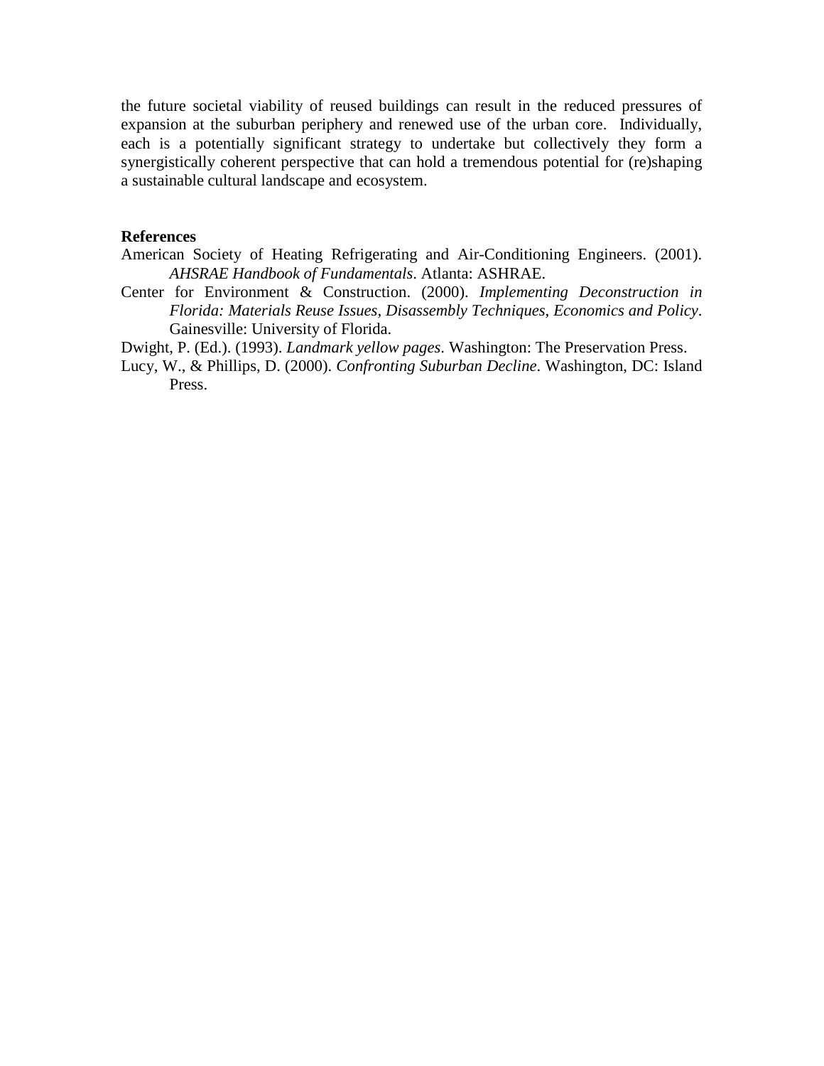the future societal viability of reused buildings can result in the reduced pressures of expansion at the suburban periphery and renewed use of the urban core. Individually, each is a potentially significant strategy to undertake but collectively they form a synergistically coherent perspective that can hold a tremendous potential for (re)shaping a sustainable cultural landscape and ecosystem.

**References**

American Society of Heating Refrigerating and Air-Conditioning Engineers. (2001). *AHSRAE Handbook of Fundamentals*. Atlanta: ASHRAE.

Center for Environment & Construction. (2000). *Implementing Deconstruction in Florida: Materials Reuse Issues, Disassembly Techniques, Economics and Policy*. Gainesville: University of Florida.

Dwight, P. (Ed.). (1993). *Landmark yellow pages*. Washington: The Preservation Press.

Lucy, W., & Phillips, D. (2000). *Confronting Suburban Decline*. Washington, DC: Island Press.